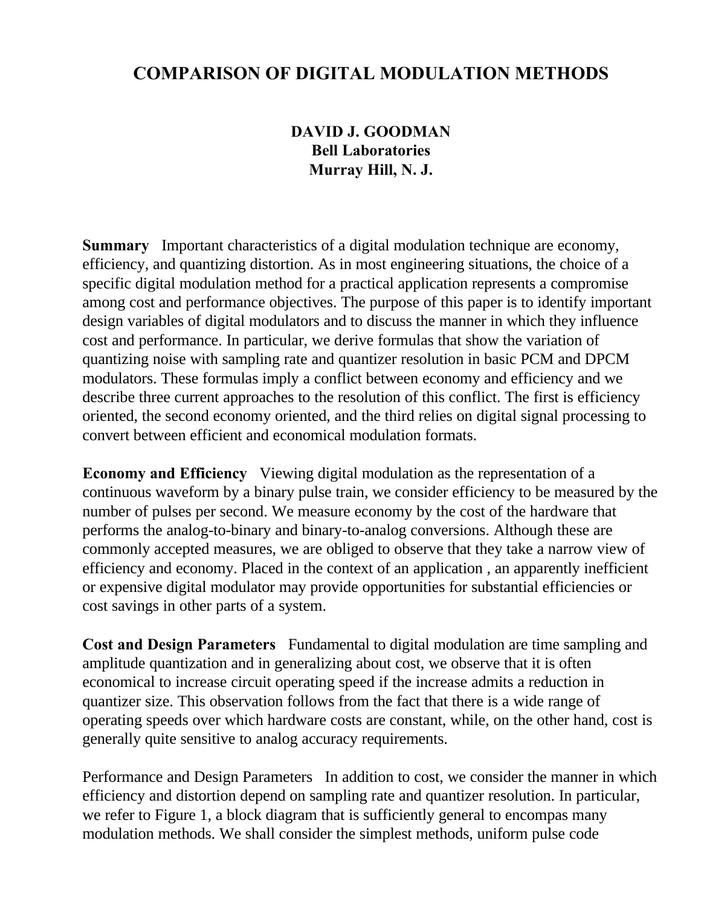# COMPARISON OF DIGITAL MODULATION METHODS

**DAVID J. GOODMAN**
**Bell Laboratories**
**Murray Hill, N. J.**

**Summary** Important characteristics of a digital modulation technique are economy, efficiency, and quantizing distortion. As in most engineering situations, the choice of a specific digital modulation method for a practical application represents a compromise among cost and performance objectives. The purpose of this paper is to identify important design variables of digital modulators and to discuss the manner in which they influence cost and performance. In particular, we derive formulas that show the variation of quantizing noise with sampling rate and quantizer resolution in basic PCM and DPCM modulators. These formulas imply a conflict between economy and efficiency and we describe three current approaches to the resolution of this conflict. The first is efficiency oriented, the second economy oriented, and the third relies on digital signal processing to convert between efficient and economical modulation formats.

**Economy and Efficiency** Viewing digital modulation as the representation of a continuous waveform by a binary pulse train, we consider efficiency to be measured by the number of pulses per second. We measure economy by the cost of the hardware that performs the analog-to-binary and binary-to-analog conversions. Although these are commonly accepted measures, we are obliged to observe that they take a narrow view of efficiency and economy. Placed in the context of an application , an apparently inefficient or expensive digital modulator may provide opportunities for substantial efficiencies or cost savings in other parts of a system.

**Cost and Design Parameters** Fundamental to digital modulation are time sampling and amplitude quantization and in generalizing about cost, we observe that it is often economical to increase circuit operating speed if the increase admits a reduction in quantizer size. This observation follows from the fact that there is a wide range of operating speeds over which hardware costs are constant, while, on the other hand, cost is generally quite sensitive to analog accuracy requirements.

Performance and Design Parameters In addition to cost, we consider the manner in which efficiency and distortion depend on sampling rate and quantizer resolution. In particular, we refer to Figure 1, a block diagram that is sufficiently general to encompas many modulation methods. We shall consider the simplest methods, uniform pulse code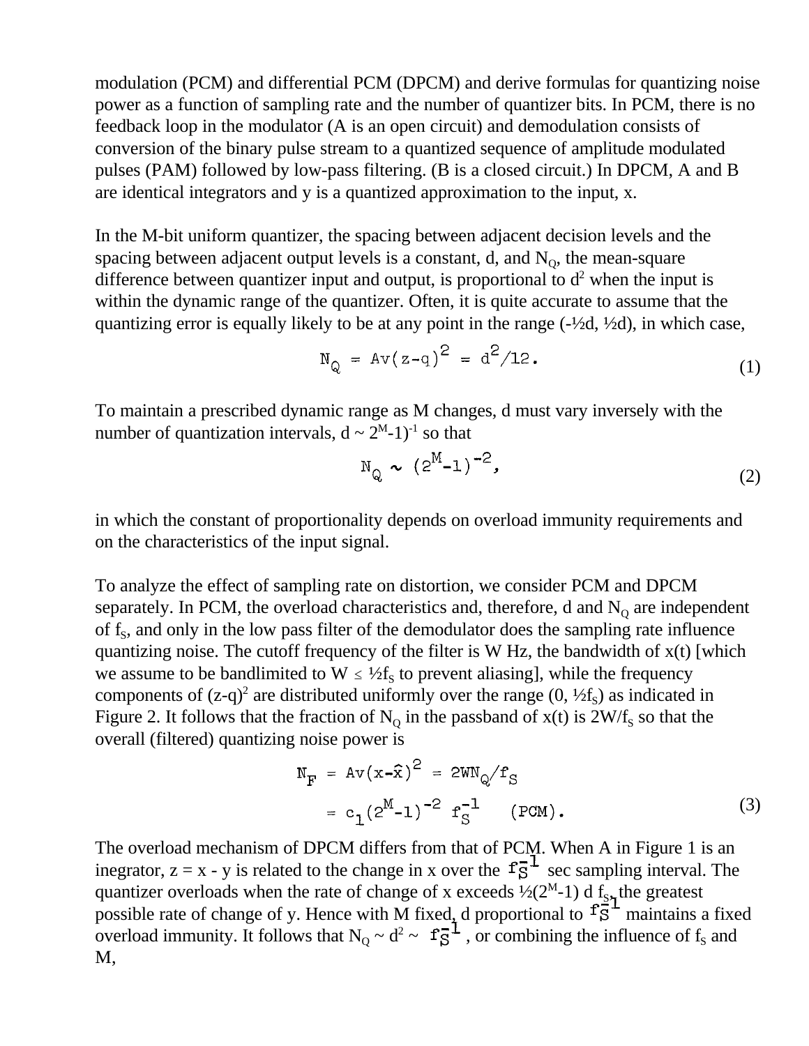modulation (PCM) and differential PCM (DPCM) and derive formulas for quantizing noise power as a function of sampling rate and the number of quantizer bits. In PCM, there is no feedback loop in the modulator (A is an open circuit) and demodulation consists of conversion of the binary pulse stream to a quantized sequence of amplitude modulated pulses (PAM) followed by low-pass filtering. (B is a closed circuit.) In DPCM, A and B are identical integrators and y is a quantized approximation to the input, x.

In the M-bit uniform quantizer, the spacing between adjacent decision levels and the spacing between adjacent output levels is a constant, d, and $N_Q$, the mean-square difference between quantizer input and output, is proportional to $d^2$ when the input is within the dynamic range of the quantizer. Often, it is quite accurate to assume that the quantizing error is equally likely to be at any point in the range (-½d, ½d), in which case,

$$N_Q = \text{Av}(z-q)^2 = d^2/12. \tag{1}$$

To maintain a prescribed dynamic range as M changes, d must vary inversely with the number of quantization intervals, $d \sim 2^M\text{-}1)^{-1}$ so that

$$N_Q \sim (2^M-1)^{-2}, \tag{2}$$

in which the constant of proportionality depends on overload immunity requirements and on the characteristics of the input signal.

To analyze the effect of sampling rate on distortion, we consider PCM and DPCM separately. In PCM, the overload characteristics and, therefore, d and $N_Q$ are independent of $f_S$, and only in the low pass filter of the demodulator does the sampling rate influence quantizing noise. The cutoff frequency of the filter is W Hz, the bandwidth of x(t) [which we assume to be bandlimited to $W \leq ½f_S$ to prevent aliasing], while the frequency components of $(z\text{-}q)^2$ are distributed uniformly over the range (0, $½f_S$) as indicated in Figure 2. It follows that the fraction of $N_Q$ in the passband of x(t) is $2W/f_S$ so that the overall (filtered) quantizing noise power is

$$\begin{aligned} N_F &= \text{Av}(x-\hat{x})^2 = 2WN_Q/f_S \\ &= c_1(2^M-1)^{-2}\, f_S^{-1} \quad \text{(PCM)}. \end{aligned} \tag{3}$$

The overload mechanism of DPCM differs from that of PCM. When A in Figure 1 is an inegrator, z = x - y is related to the change in x over the $f_S^{-1}$ sec sampling interval. The quantizer overloads when the rate of change of x exceeds $½(2^M\text{-}1)\, d\, f_S$, the greatest possible rate of change of y. Hence with M fixed, d proportional to $f_S^{-1}$ maintains a fixed overload immunity. It follows that $N_Q \sim d^2 \sim f_S^{-1}$, or combining the influence of $f_S$ and M,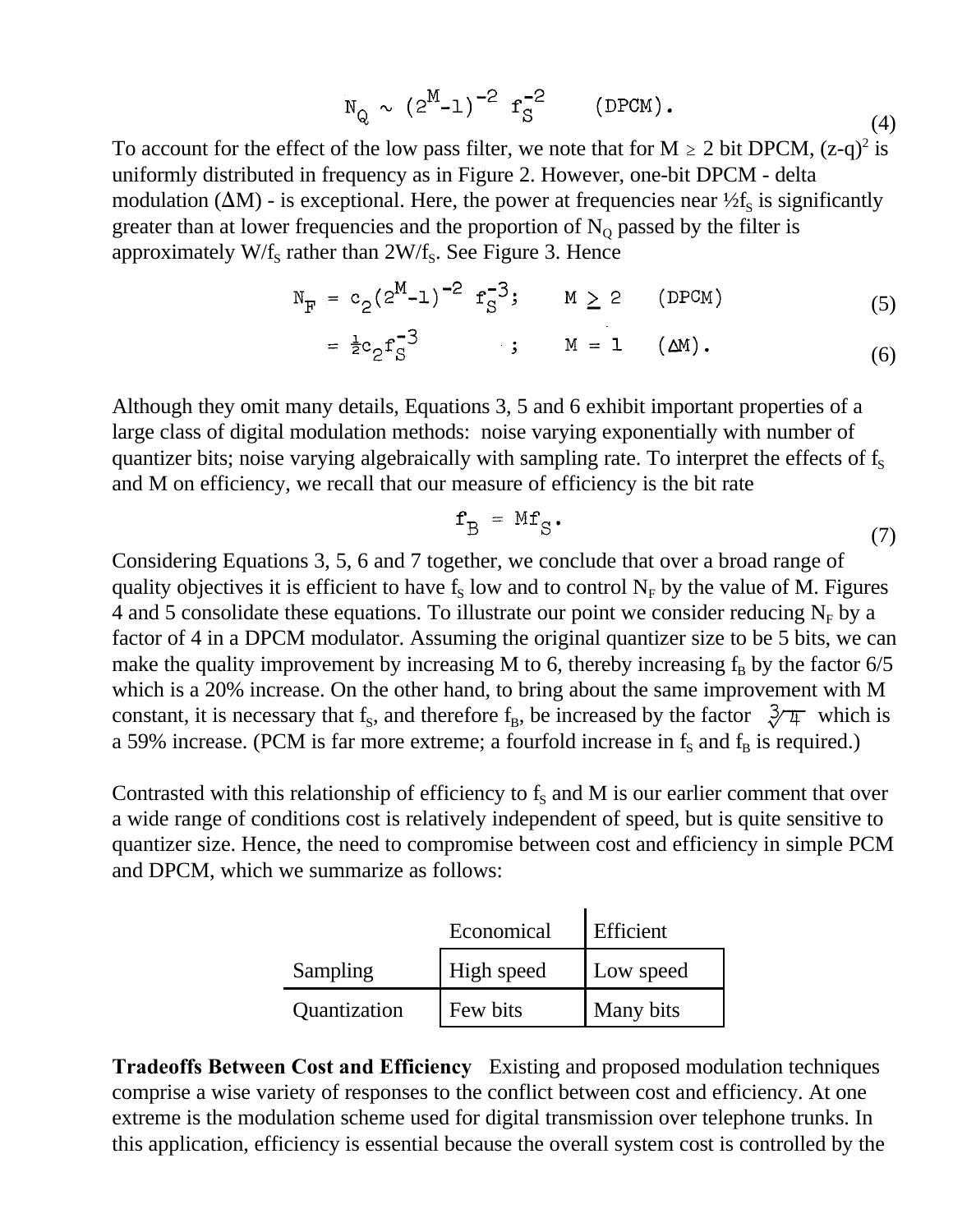$$N_Q \sim (2^M-1)^{-2}\ f_S^{-2} \qquad \text{(DPCM)}. \tag{4}$$

To account for the effect of the low pass filter, we note that for M $\geq$ 2 bit DPCM, $(z\text{-}q)^2$ is uniformly distributed in frequency as in Figure 2. However, one-bit DPCM - delta modulation ($\Delta$M) - is exceptional. Here, the power at frequencies near ½$f_S$ is significantly greater than at lower frequencies and the proportion of $N_Q$ passed by the filter is approximately $W/f_S$ rather than $2W/f_S$. See Figure 3. Hence

$$N_F = c_2(2^M-1)^{-2}\ f_S^{-3}; \qquad M \geq 2 \qquad \text{(DPCM)} \tag{5}$$

$$= \tfrac{1}{2}c_2 f_S^{-3} \qquad ; \qquad M = 1 \qquad (\Delta M). \tag{6}$$

Although they omit many details, Equations 3, 5 and 6 exhibit important properties of a large class of digital modulation methods: noise varying exponentially with number of quantizer bits; noise varying algebraically with sampling rate. To interpret the effects of $f_S$ and M on efficiency, we recall that our measure of efficiency is the bit rate

$$f_B = Mf_S. \tag{7}$$

Considering Equations 3, 5, 6 and 7 together, we conclude that over a broad range of quality objectives it is efficient to have $f_S$ low and to control $N_F$ by the value of M. Figures 4 and 5 consolidate these equations. To illustrate our point we consider reducing $N_F$ by a factor of 4 in a DPCM modulator. Assuming the original quantizer size to be 5 bits, we can make the quality improvement by increasing M to 6, thereby increasing $f_B$ by the factor 6/5 which is a 20% increase. On the other hand, to bring about the same improvement with M constant, it is necessary that $f_S$, and therefore $f_B$, be increased by the factor $\sqrt[3]{4}$ which is a 59% increase. (PCM is far more extreme; a fourfold increase in $f_S$ and $f_B$ is required.)

Contrasted with this relationship of efficiency to $f_S$ and M is our earlier comment that over a wide range of conditions cost is relatively independent of speed, but is quite sensitive to quantizer size. Hence, the need to compromise between cost and efficiency in simple PCM and DPCM, which we summarize as follows:

| | Economical | Efficient |
|---|---|---|
| Sampling | High speed | Low speed |
| Quantization | Few bits | Many bits |

**Tradeoffs Between Cost and Efficiency** Existing and proposed modulation techniques comprise a wise variety of responses to the conflict between cost and efficiency. At one extreme is the modulation scheme used for digital transmission over telephone trunks. In this application, efficiency is essential because the overall system cost is controlled by the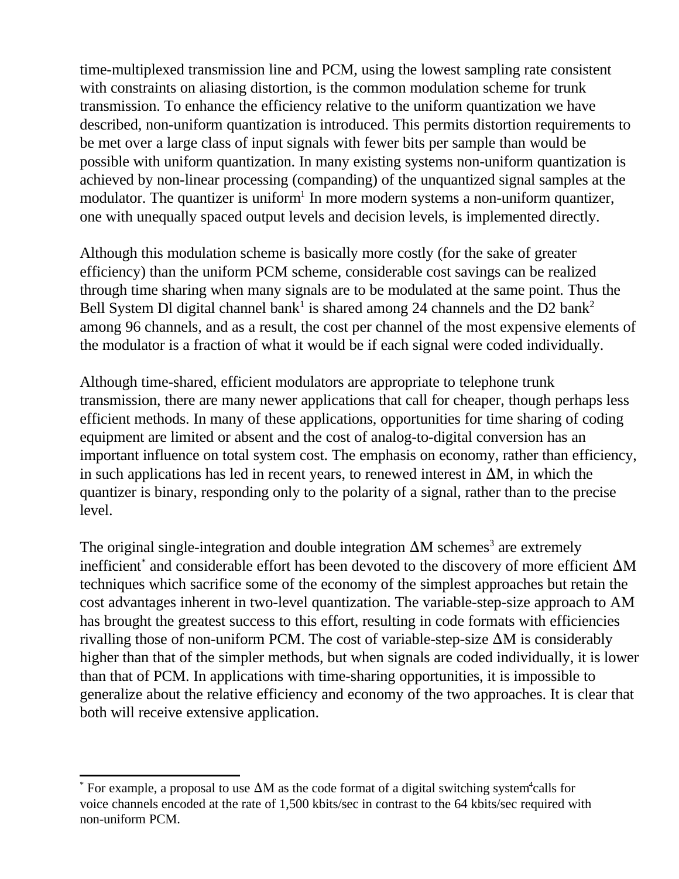time-multiplexed transmission line and PCM, using the lowest sampling rate consistent with constraints on aliasing distortion, is the common modulation scheme for trunk transmission. To enhance the efficiency relative to the uniform quantization we have described, non-uniform quantization is introduced. This permits distortion requirements to be met over a large class of input signals with fewer bits per sample than would be possible with uniform quantization. In many existing systems non-uniform quantization is achieved by non-linear processing (companding) of the unquantized signal samples at the modulator. The quantizer is uniform[1] In more modern systems a non-uniform quantizer, one with unequally spaced output levels and decision levels, is implemented directly.

Although this modulation scheme is basically more costly (for the sake of greater efficiency) than the uniform PCM scheme, considerable cost savings can be realized through time sharing when many signals are to be modulated at the same point. Thus the Bell System Dl digital channel bank[1] is shared among 24 channels and the D2 bank[2] among 96 channels, and as a result, the cost per channel of the most expensive elements of the modulator is a fraction of what it would be if each signal were coded individually.

Although time-shared, efficient modulators are appropriate to telephone trunk transmission, there are many newer applications that call for cheaper, though perhaps less efficient methods. In many of these applications, opportunities for time sharing of coding equipment are limited or absent and the cost of analog-to-digital conversion has an important influence on total system cost. The emphasis on economy, rather than efficiency, in such applications has led in recent years, to renewed interest in ΔM, in which the quantizer is binary, responding only to the polarity of a signal, rather than to the precise level.

The original single-integration and double integration ΔM schemes[3] are extremely inefficient[*] and considerable effort has been devoted to the discovery of more efficient ΔM techniques which sacrifice some of the economy of the simplest approaches but retain the cost advantages inherent in two-level quantization. The variable-step-size approach to AM has brought the greatest success to this effort, resulting in code formats with efficiencies rivalling those of non-uniform PCM. The cost of variable-step-size ΔM is considerably higher than that of the simpler methods, but when signals are coded individually, it is lower than that of PCM. In applications with time-sharing opportunities, it is impossible to generalize about the relative efficiency and economy of the two approaches. It is clear that both will receive extensive application.

---

[*] For example, a proposal to use ΔM as the code format of a digital switching system[4] calls for voice channels encoded at the rate of 1,500 kbits/sec in contrast to the 64 kbits/sec required with non-uniform PCM.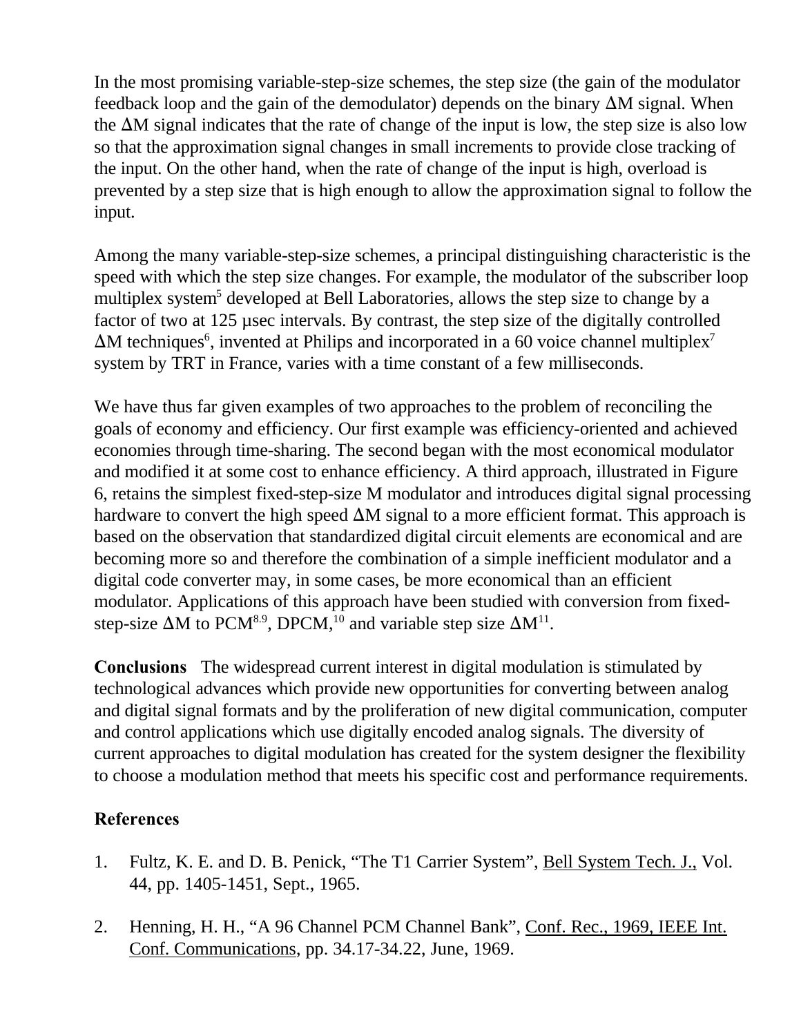In the most promising variable-step-size schemes, the step size (the gain of the modulator feedback loop and the gain of the demodulator) depends on the binary ΔM signal. When the ΔM signal indicates that the rate of change of the input is low, the step size is also low so that the approximation signal changes in small increments to provide close tracking of the input. On the other hand, when the rate of change of the input is high, overload is prevented by a step size that is high enough to allow the approximation signal to follow the input.

Among the many variable-step-size schemes, a principal distinguishing characteristic is the speed with which the step size changes. For example, the modulator of the subscriber loop multiplex system[5] developed at Bell Laboratories, allows the step size to change by a factor of two at 125 µsec intervals. By contrast, the step size of the digitally controlled ΔM techniques[6], invented at Philips and incorporated in a 60 voice channel multiplex[7] system by TRT in France, varies with a time constant of a few milliseconds.

We have thus far given examples of two approaches to the problem of reconciling the goals of economy and efficiency. Our first example was efficiency-oriented and achieved economies through time-sharing. The second began with the most economical modulator and modified it at some cost to enhance efficiency. A third approach, illustrated in Figure 6, retains the simplest fixed-step-size M modulator and introduces digital signal processing hardware to convert the high speed ΔM signal to a more efficient format. This approach is based on the observation that standardized digital circuit elements are economical and are becoming more so and therefore the combination of a simple inefficient modulator and a digital code converter may, in some cases, be more economical than an efficient modulator. Applications of this approach have been studied with conversion from fixed-step-size ΔM to PCM[8,9], DPCM,[10] and variable step size ΔM[11].

**Conclusions** The widespread current interest in digital modulation is stimulated by technological advances which provide new opportunities for converting between analog and digital signal formats and by the proliferation of new digital communication, computer and control applications which use digitally encoded analog signals. The diversity of current approaches to digital modulation has created for the system designer the flexibility to choose a modulation method that meets his specific cost and performance requirements.

## References

1. Fultz, K. E. and D. B. Penick, "The T1 Carrier System", Bell System Tech. J., Vol. 44, pp. 1405-1451, Sept., 1965.

2. Henning, H. H., "A 96 Channel PCM Channel Bank", Conf. Rec., 1969, IEEE Int. Conf. Communications, pp. 34.17-34.22, June, 1969.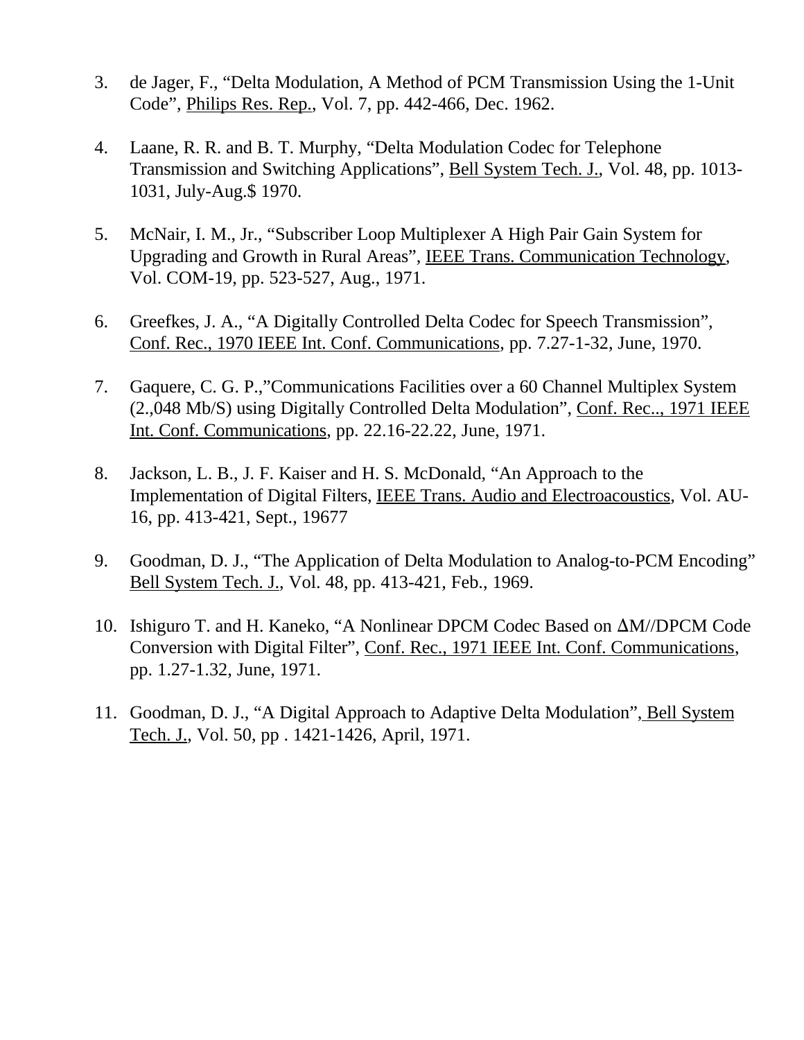3. de Jager, F., “Delta Modulation, A Method of PCM Transmission Using the 1-Unit Code”, Philips Res. Rep., Vol. 7, pp. 442-466, Dec. 1962.

4. Laane, R. R. and B. T. Murphy, “Delta Modulation Codec for Telephone Transmission and Switching Applications”, Bell System Tech. J., Vol. 48, pp. 1013-1031, July-Aug.$ 1970.

5. McNair, I. M., Jr., “Subscriber Loop Multiplexer A High Pair Gain System for Upgrading and Growth in Rural Areas”, IEEE Trans. Communication Technology, Vol. COM-19, pp. 523-527, Aug., 1971.

6. Greefkes, J. A., “A Digitally Controlled Delta Codec for Speech Transmission”, Conf. Rec., 1970 IEEE Int. Conf. Communications, pp. 7.27-1-32, June, 1970.

7. Gaquere, C. G. P.,”Communications Facilities over a 60 Channel Multiplex System (2.,048 Mb/S) using Digitally Controlled Delta Modulation”, Conf. Rec.., 1971 IEEE Int. Conf. Communications, pp. 22.16-22.22, June, 1971.

8. Jackson, L. B., J. F. Kaiser and H. S. McDonald, “An Approach to the Implementation of Digital Filters, IEEE Trans. Audio and Electroacoustics, Vol. AU-16, pp. 413-421, Sept., 19677

9. Goodman, D. J., “The Application of Delta Modulation to Analog-to-PCM Encoding” Bell System Tech. J., Vol. 48, pp. 413-421, Feb., 1969.

10. Ishiguro T. and H. Kaneko, “A Nonlinear DPCM Codec Based on ΔM//DPCM Code Conversion with Digital Filter”, Conf. Rec., 1971 IEEE Int. Conf. Communications, pp. 1.27-1.32, June, 1971.

11. Goodman, D. J., “A Digital Approach to Adaptive Delta Modulation”, Bell System Tech. J., Vol. 50, pp . 1421-1426, April, 1971.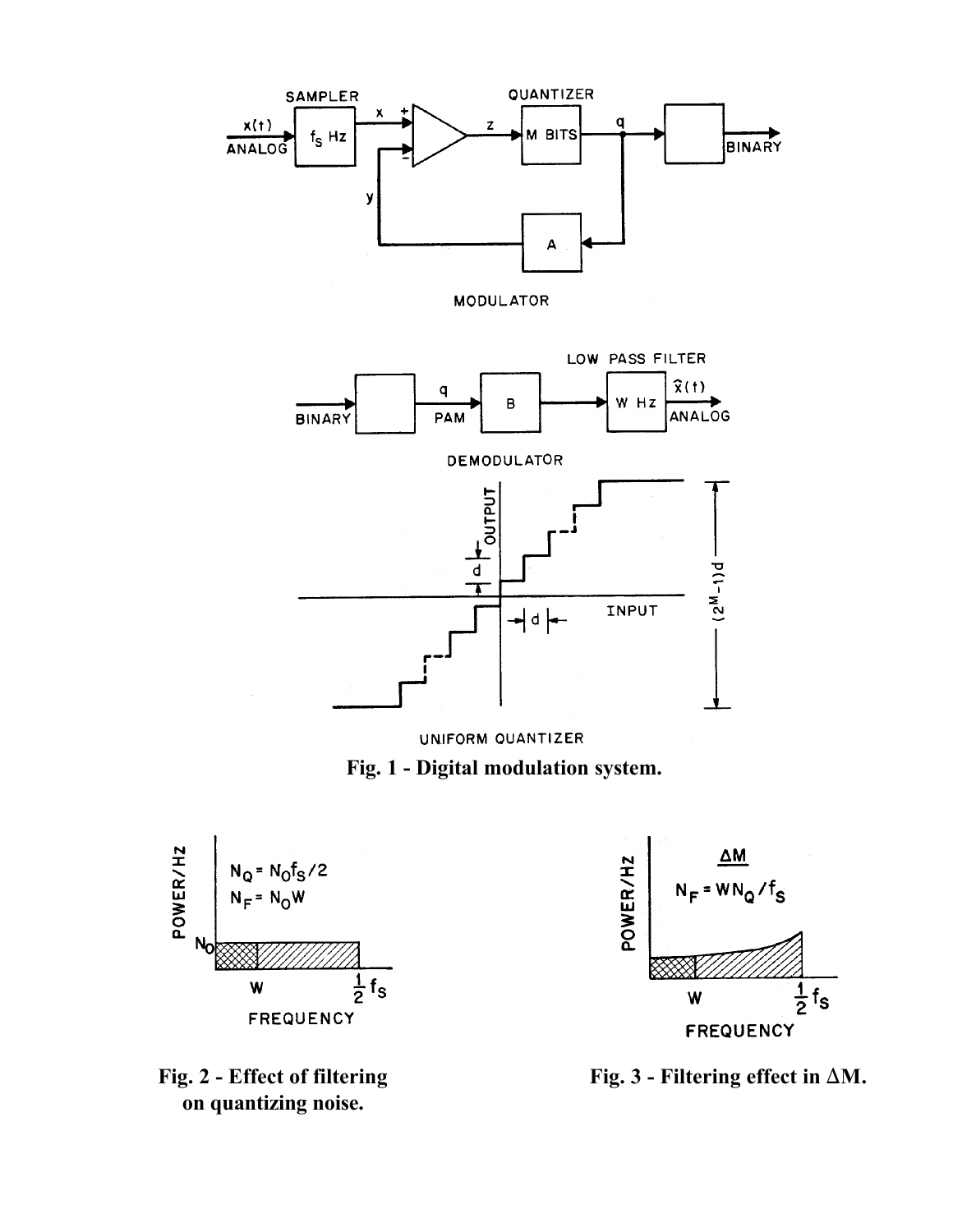SAMPLER

$x(t)$

ANALOG

$f_S$ Hz

$x$

$y$

QUANTIZER

$z$

M BITS

$q$

A

BINARY

MODULATOR

LOW PASS FILTER

BINARY

$q$

PAM

B

W Hz

$\hat{x}(t)$

ANALOG

DEMODULATOR

OUTPUT

$d$

INPUT

$d$

$(2^M-1)d$

UNIFORM QUANTIZER

**Fig. 1 - Digital modulation system.**

POWER/Hz

$N_Q = N_O f_S/2$

$N_F = N_O W$

$N_O$

W

$\frac{1}{2} f_S$

FREQUENCY

**Fig. 2 - Effect of filtering on quantizing noise.**

POWER/Hz

$\Delta M$

$N_F = W N_Q / f_S$

W

$\frac{1}{2} f_S$

FREQUENCY

**Fig. 3 - Filtering effect in ΔM.**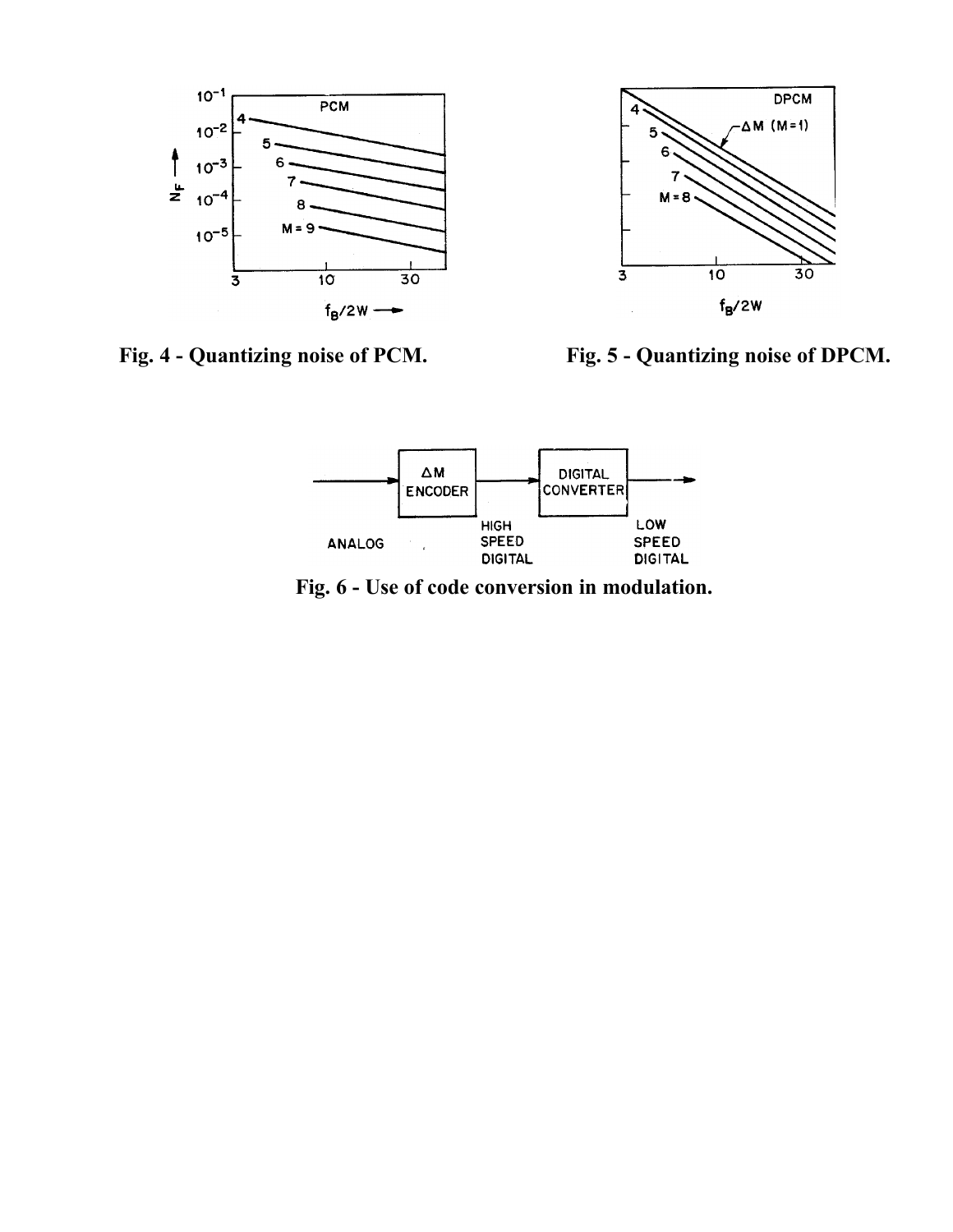PCM

$10^{-1}$

$10^{-2}$

$10^{-3}$

$10^{-4}$

$10^{-5}$

$N_F$

4

5

6

7

8

M = 9

3 10 30

$f_B/2W$

**Fig. 4 - Quantizing noise of PCM.**

DPCM

4

5

6

7

M = 8

$\Delta M$ (M = 1)

3 10 30

$f_B/2W$

**Fig. 5 - Quantizing noise of DPCM.**

ANALOG

$\Delta M$ ENCODER

HIGH SPEED DIGITAL

DIGITAL CONVERTER

LOW SPEED DIGITAL

**Fig. 6 - Use of code conversion in modulation.**